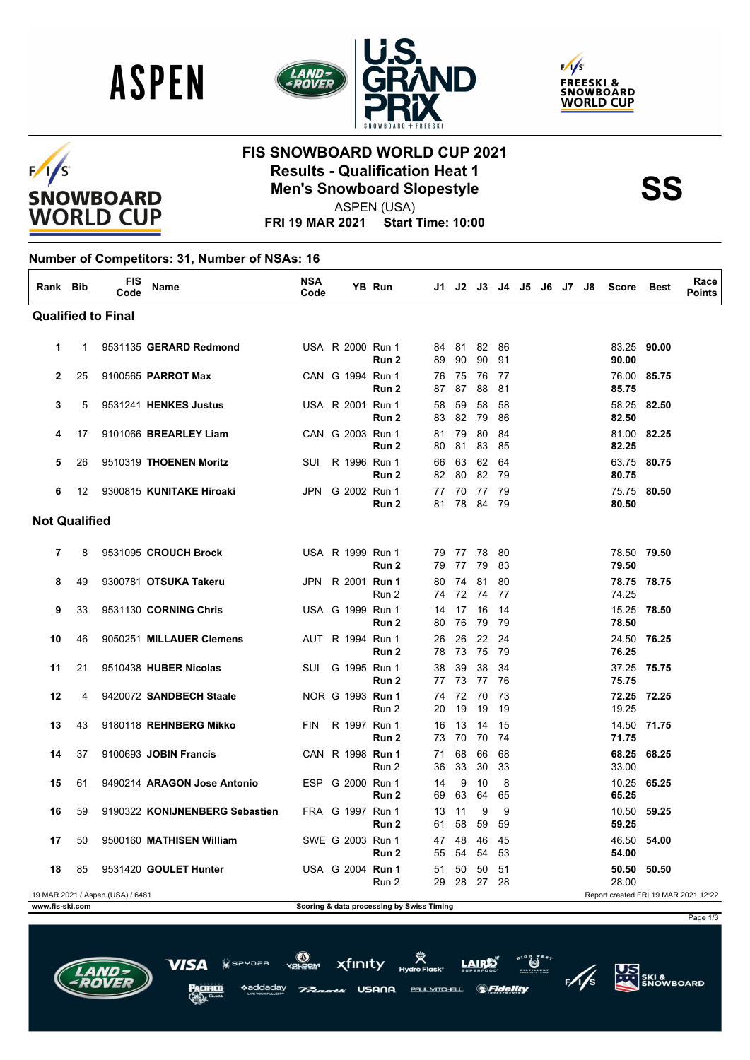# FIS SNOWBOARD WORLD CUP 2021

## Results - Qualification Heat 1

## Men's Snowboard Slopestyle

**SS**

ASPEN (USA)

**FRI 19 MAR 2021 Start Time: 10:00**

**Number of Competitors: 31, Number of NSAs: 16**

| Rank | Bib | FIS Code | Name | NSA Code | | YB | Run | J1 | J2 | J3 | J4 | J5 | J6 | J7 | J8 | Score | Best | Race Points |
|---|---|---|---|---|---|---|---|---|---|---|---|---|---|---|---|---|---|---|
| **Qualified to Final** | | | | | | | | | | | | | | | | | | |
| 1 | 1 | 9531135 | **GERARD Redmond** | USA | R | 2000 | Run 1 | 84 | 81 | 82 | 86 | | | | | 83.25 | **90.00** | |
| | | | | | | | **Run 2** | 89 | 90 | 90 | 91 | | | | | **90.00** | | |
| 2 | 25 | 9100565 | **PARROT Max** | CAN | G | 1994 | Run 1 | 76 | 75 | 76 | 77 | | | | | 76.00 | **85.75** | |
| | | | | | | | **Run 2** | 87 | 87 | 88 | 81 | | | | | **85.75** | | |
| 3 | 5 | 9531241 | **HENKES Justus** | USA | R | 2001 | Run 1 | 58 | 59 | 58 | 58 | | | | | 58.25 | **82.50** | |
| | | | | | | | **Run 2** | 83 | 82 | 79 | 86 | | | | | **82.50** | | |
| 4 | 17 | 9101066 | **BREARLEY Liam** | CAN | G | 2003 | Run 1 | 81 | 79 | 80 | 84 | | | | | 81.00 | **82.25** | |
| | | | | | | | **Run 2** | 80 | 81 | 83 | 85 | | | | | **82.25** | | |
| 5 | 26 | 9510319 | **THOENEN Moritz** | SUI | R | 1996 | Run 1 | 66 | 63 | 62 | 64 | | | | | 63.75 | **80.75** | |
| | | | | | | | **Run 2** | 82 | 80 | 82 | 79 | | | | | **80.75** | | |
| 6 | 12 | 9300815 | **KUNITAKE Hiroaki** | JPN | G | 2002 | Run 1 | 77 | 70 | 77 | 79 | | | | | 75.75 | **80.50** | |
| | | | | | | | **Run 2** | 81 | 78 | 84 | 79 | | | | | **80.50** | | |
| **Not Qualified** | | | | | | | | | | | | | | | | | | |
| 7 | 8 | 9531095 | **CROUCH Brock** | USA | R | 1999 | Run 1 | 79 | 77 | 78 | 80 | | | | | 78.50 | **79.50** | |
| | | | | | | | **Run 2** | 79 | 77 | 79 | 83 | | | | | **79.50** | | |
| 8 | 49 | 9300781 | **OTSUKA Takeru** | JPN | R | 2001 | **Run 1** | 80 | 74 | 81 | 80 | | | | | **78.75** | **78.75** | |
| | | | | | | | Run 2 | 74 | 72 | 74 | 77 | | | | | 74.25 | | |
| 9 | 33 | 9531130 | **CORNING Chris** | USA | G | 1999 | Run 1 | 14 | 17 | 16 | 14 | | | | | 15.25 | **78.50** | |
| | | | | | | | **Run 2** | 80 | 76 | 79 | 79 | | | | | **78.50** | | |
| 10 | 46 | 9050251 | **MILLAUER Clemens** | AUT | R | 1994 | Run 1 | 26 | 26 | 22 | 24 | | | | | 24.50 | **76.25** | |
| | | | | | | | **Run 2** | 78 | 73 | 75 | 79 | | | | | **76.25** | | |
| 11 | 21 | 9510438 | **HUBER Nicolas** | SUI | G | 1995 | Run 1 | 38 | 39 | 38 | 34 | | | | | 37.25 | **75.75** | |
| | | | | | | | **Run 2** | 77 | 73 | 77 | 76 | | | | | **75.75** | | |
| 12 | 4 | 9420072 | **SANDBECH Staale** | NOR | G | 1993 | **Run 1** | 74 | 72 | 70 | 73 | | | | | **72.25** | **72.25** | |
| | | | | | | | Run 2 | 20 | 19 | 19 | 19 | | | | | 19.25 | | |
| 13 | 43 | 9180118 | **REHNBERG Mikko** | FIN | R | 1997 | Run 1 | 16 | 13 | 14 | 15 | | | | | 14.50 | **71.75** | |
| | | | | | | | **Run 2** | 73 | 70 | 70 | 74 | | | | | **71.75** | | |
| 14 | 37 | 9100693 | **JOBIN Francis** | CAN | R | 1998 | **Run 1** | 71 | 68 | 66 | 68 | | | | | **68.25** | **68.25** | |
| | | | | | | | Run 2 | 36 | 33 | 30 | 33 | | | | | 33.00 | | |
| 15 | 61 | 9490214 | **ARAGON Jose Antonio** | ESP | G | 2000 | Run 1 | 14 | 9 | 10 | 8 | | | | | 10.25 | **65.25** | |
| | | | | | | | **Run 2** | 69 | 63 | 64 | 65 | | | | | **65.25** | | |
| 16 | 59 | 9190322 | **KONIJNENBERG Sebastien** | FRA | G | 1997 | Run 1 | 13 | 11 | 9 | 9 | | | | | 10.50 | **59.25** | |
| | | | | | | | **Run 2** | 61 | 58 | 59 | 59 | | | | | **59.25** | | |
| 17 | 50 | 9500160 | **MATHISEN William** | SWE | G | 2003 | Run 1 | 47 | 48 | 46 | 45 | | | | | 46.50 | **54.00** | |
| | | | | | | | **Run 2** | 55 | 54 | 54 | 53 | | | | | **54.00** | | |
| 18 | 85 | 9531420 | **GOULET Hunter** | USA | G | 2004 | **Run 1** | 51 | 50 | 50 | 51 | | | | | **50.50** | **50.50** | |
| | | | | | | | Run 2 | 29 | 28 | 27 | 28 | | | | | 28.00 | | |

19 MAR 2021 / Aspen (USA) / 6481 — Report created FRI 19 MAR 2021 12:22

www.fis-ski.com — Scoring & data processing by Swiss Timing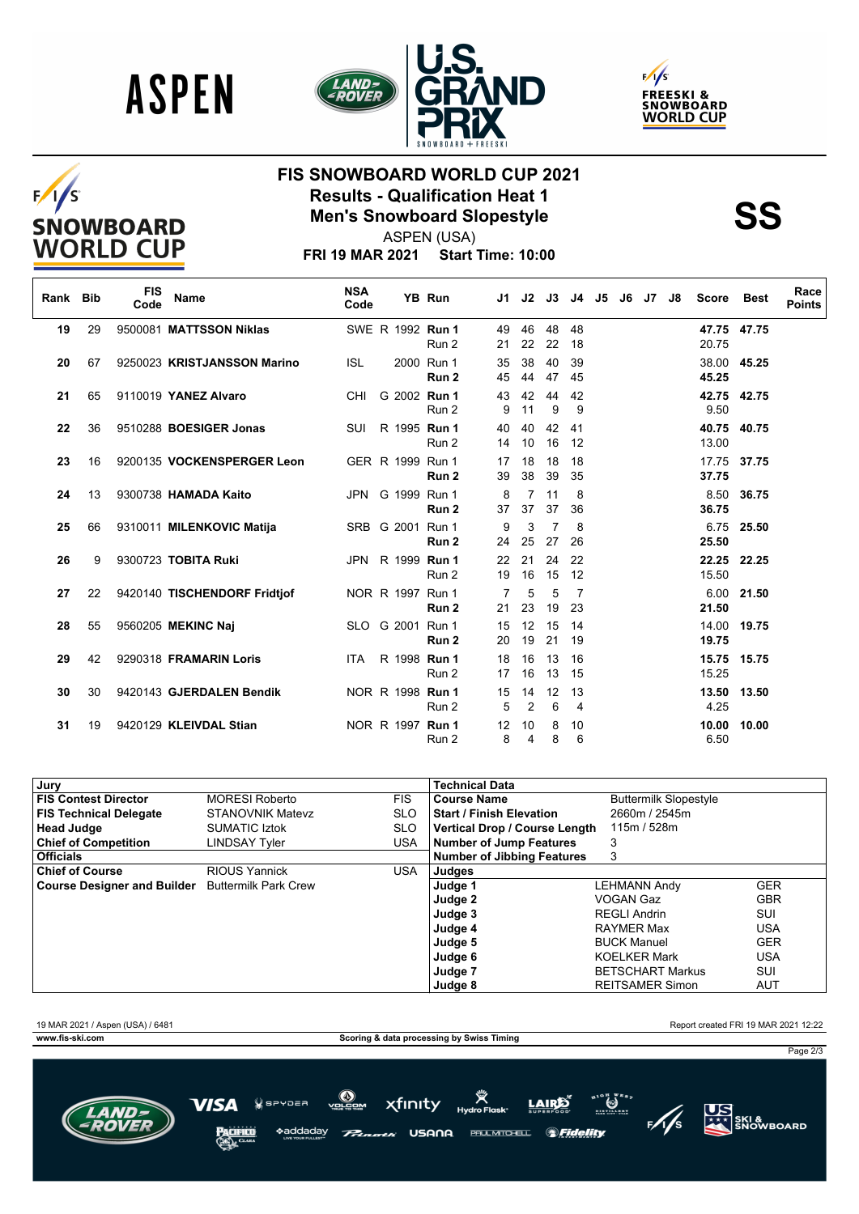# FIS SNOWBOARD WORLD CUP 2021

## Results - Qualification Heat 1

## Men's Snowboard Slopestyle

**SS**

ASPEN (USA)

**FRI 19 MAR 2021 Start Time: 10:00**

| Rank | Bib | FIS Code | Name | NSA Code | | YB | Run | J1 | J2 | J3 | J4 | J5 | J6 | J7 | J8 | Score | Best | Race Points |
|---|---|---|---|---|---|---|---|---|---|---|---|---|---|---|---|---|---|---|
| 19 | 29 | 9500081 | **MATTSSON Niklas** | SWE | R | 1992 | **Run 1** | 49 | 46 | 48 | 48 | | | | | **47.75** | **47.75** | |
| | | | | | | | Run 2 | 21 | 22 | 22 | 18 | | | | | 20.75 | | |
| 20 | 67 | 9250023 | **KRISTJANSSON Marino** | ISL | | 2000 | Run 1 | 35 | 38 | 40 | 39 | | | | | 38.00 | **45.25** | |
| | | | | | | | **Run 2** | 45 | 44 | 47 | 45 | | | | | **45.25** | | |
| 21 | 65 | 9110019 | **YANEZ Alvaro** | CHI | G | 2002 | **Run 1** | 43 | 42 | 44 | 42 | | | | | **42.75** | **42.75** | |
| | | | | | | | Run 2 | 9 | 11 | 9 | 9 | | | | | 9.50 | | |
| 22 | 36 | 9510288 | **BOESIGER Jonas** | SUI | R | 1995 | **Run 1** | 40 | 40 | 42 | 41 | | | | | **40.75** | **40.75** | |
| | | | | | | | Run 2 | 14 | 10 | 16 | 12 | | | | | 13.00 | | |
| 23 | 16 | 9200135 | **VOCKENSPERGER Leon** | GER | R | 1999 | Run 1 | 17 | 18 | 18 | 18 | | | | | 17.75 | **37.75** | |
| | | | | | | | **Run 2** | 39 | 38 | 39 | 35 | | | | | **37.75** | | |
| 24 | 13 | 9300738 | **HAMADA Kaito** | JPN | G | 1999 | Run 1 | 8 | 7 | 11 | 8 | | | | | 8.50 | **36.75** | |
| | | | | | | | **Run 2** | 37 | 37 | 37 | 36 | | | | | **36.75** | | |
| 25 | 66 | 9310011 | **MILENKOVIC Matija** | SRB | G | 2001 | Run 1 | 9 | 3 | 7 | 8 | | | | | 6.75 | **25.50** | |
| | | | | | | | **Run 2** | 24 | 25 | 27 | 26 | | | | | **25.50** | | |
| 26 | 9 | 9300723 | **TOBITA Ruki** | JPN | R | 1999 | **Run 1** | 22 | 21 | 24 | 22 | | | | | **22.25** | **22.25** | |
| | | | | | | | Run 2 | 19 | 16 | 15 | 12 | | | | | 15.50 | | |
| 27 | 22 | 9420140 | **TISCHENDORF Fridtjof** | NOR | R | 1997 | Run 1 | 7 | 5 | 5 | 7 | | | | | 6.00 | **21.50** | |
| | | | | | | | **Run 2** | 21 | 23 | 19 | 23 | | | | | **21.50** | | |
| 28 | 55 | 9560205 | **MEKINC Naj** | SLO | G | 2001 | Run 1 | 15 | 12 | 15 | 14 | | | | | 14.00 | **19.75** | |
| | | | | | | | **Run 2** | 20 | 19 | 21 | 19 | | | | | **19.75** | | |
| 29 | 42 | 9290318 | **FRAMARIN Loris** | ITA | R | 1998 | **Run 1** | 18 | 16 | 13 | 16 | | | | | **15.75** | **15.75** | |
| | | | | | | | Run 2 | 17 | 16 | 13 | 15 | | | | | 15.25 | | |
| 30 | 30 | 9420143 | **GJERDALEN Bendik** | NOR | R | 1998 | **Run 1** | 15 | 14 | 12 | 13 | | | | | **13.50** | **13.50** | |
| | | | | | | | Run 2 | 5 | 2 | 6 | 4 | | | | | 4.25 | | |
| 31 | 19 | 9420129 | **KLEIVDAL Stian** | NOR | R | 1997 | **Run 1** | 12 | 10 | 8 | 10 | | | | | **10.00** | **10.00** | |
| | | | | | | | Run 2 | 8 | 4 | 8 | 6 | | | | | 6.50 | | |

| Jury | | |
|---|---|---|
| **FIS Contest Director** | MORESI Roberto | FIS |
| **FIS Technical Delegate** | STANOVNIK Matevz | SLO |
| **Head Judge** | SUMATIC Iztok | SLO |
| **Chief of Competition** | LINDSAY Tyler | USA |
| **Officials** | | |
| **Chief of Course** | RIOUS Yannick | USA |
| **Course Designer and Builder** | Buttermilk Park Crew | |

| Technical Data | | |
|---|---|---|
| **Course Name** | Buttermilk Slopestyle | |
| **Start / Finish Elevation** | 2660m / 2545m | |
| **Vertical Drop / Course Length** | 115m / 528m | |
| **Number of Jump Features** | 3 | |
| **Number of Jibbing Features** | 3 | |
| **Judges** | | |
| **Judge 1** | LEHMANN Andy | GER |
| **Judge 2** | VOGAN Gaz | GBR |
| **Judge 3** | REGLI Andrin | SUI |
| **Judge 4** | RAYMER Max | USA |
| **Judge 5** | BUCK Manuel | GER |
| **Judge 6** | KOELKER Mark | USA |
| **Judge 7** | BETSCHART Markus | SUI |
| **Judge 8** | REITSAMER Simon | AUT |

19 MAR 2021 / Aspen (USA) / 6481 — Report created FRI 19 MAR 2021 12:22

www.fis-ski.com — Scoring & data processing by Swiss Timing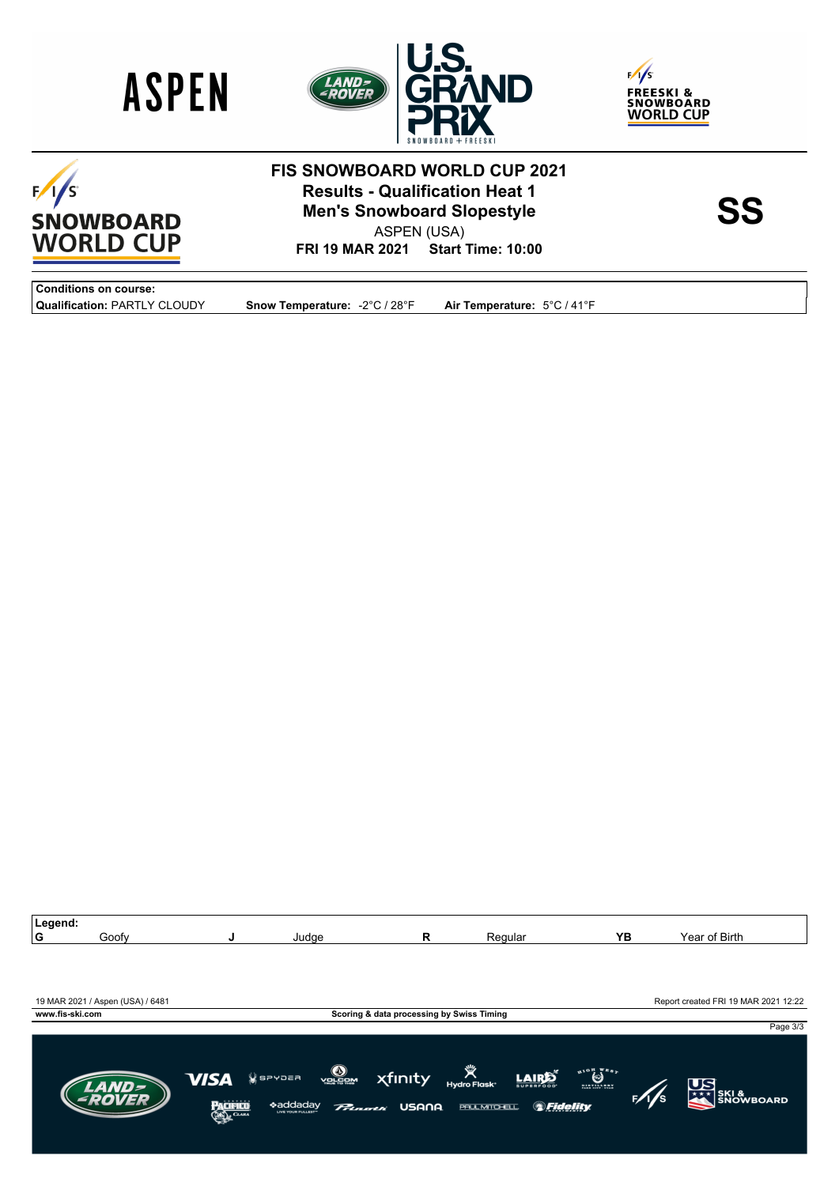# FIS SNOWBOARD WORLD CUP 2021

## Results - Qualification Heat 1

## Men's Snowboard Slopestyle

**SS**

ASPEN (USA)

**FRI 19 MAR 2021 Start Time: 10:00**

**Conditions on course:**

**Qualification:** PARTLY CLOUDY **Snow Temperature:** -2°C / 28°F **Air Temperature:** 5°C / 41°F

| **Legend:** | | | | | | | |
|---|---|---|---|---|---|---|---|
| **G** | Goofy | **J** | Judge | **R** | Regular | **YB** | Year of Birth |

19 MAR 2021 / Aspen (USA) / 6481

Report created FRI 19 MAR 2021 12:22

**www.fis-ski.com**

**Scoring & data processing by Swiss Timing**